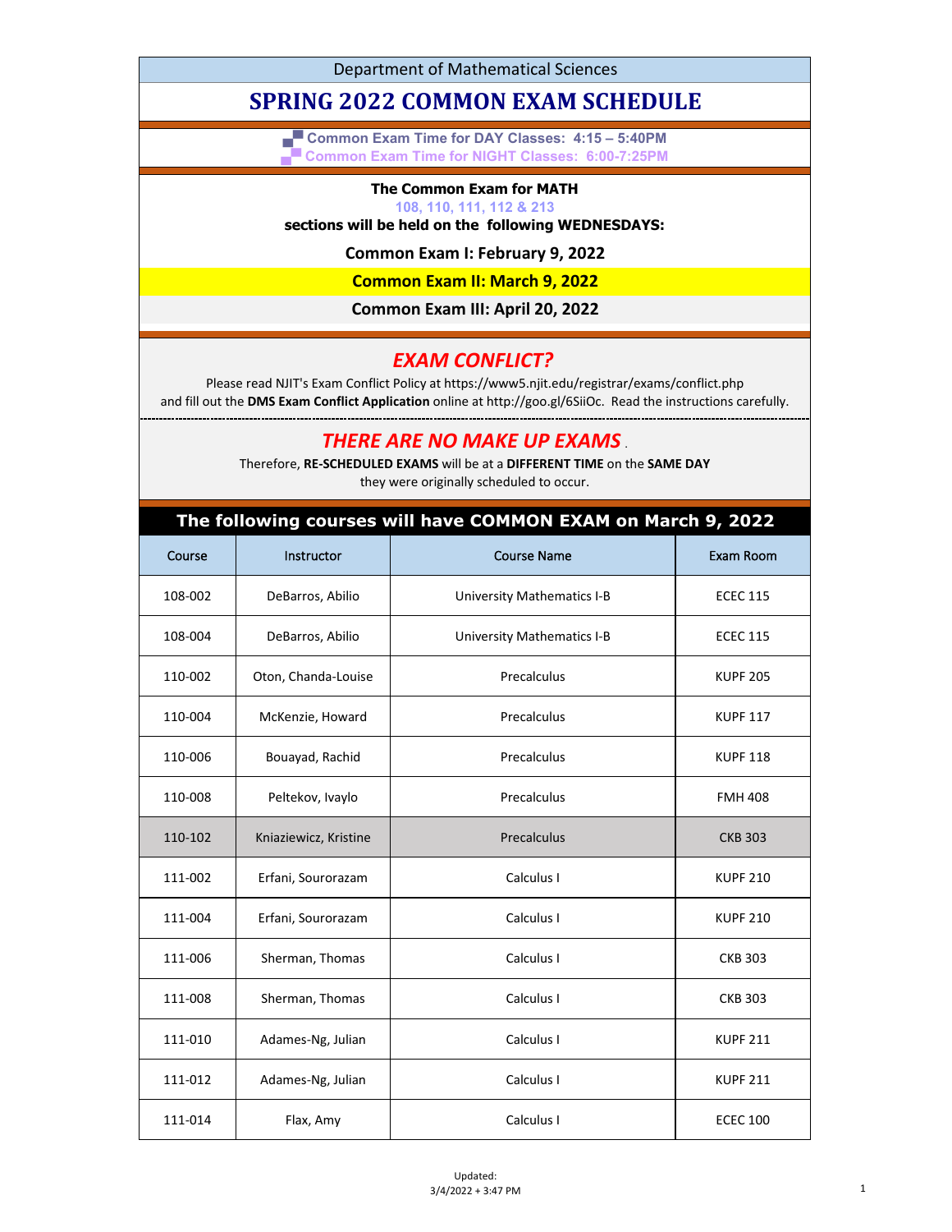Department of Mathematical Sciences

# SPRING 2022 COMMON EXAM SCHEDULE

**Common Exam Time for DAY Classes: 4:15 – 5:40PM**
**Common Exam Time for NIGHT Classes: 6:00-7:25PM**

**The Common Exam for MATH**
**108, 110, 111, 112 & 213**
**sections will be held on the following WEDNESDAYS:**

**Common Exam I: February 9, 2022**

**Common Exam II: March 9, 2022**

**Common Exam III: April 20, 2022**

## *EXAM CONFLICT?*

Please read NJIT's Exam Conflict Policy at https://www5.njit.edu/registrar/exams/conflict.php and fill out the **DMS Exam Conflict Application** online at http://goo.gl/6SiiOc. Read the instructions carefully.

## *THERE ARE NO MAKE UP EXAMS*.

Therefore, **RE-SCHEDULED EXAMS** will be at a **DIFFERENT TIME** on the **SAME DAY** they were originally scheduled to occur.

**The following courses will have COMMON EXAM on March 9, 2022**

| Course | Instructor | Course Name | Exam Room |
|---|---|---|---|
| 108-002 | DeBarros, Abilio | University Mathematics I-B | ECEC 115 |
| 108-004 | DeBarros, Abilio | University Mathematics I-B | ECEC 115 |
| 110-002 | Oton, Chanda-Louise | Precalculus | KUPF 205 |
| 110-004 | McKenzie, Howard | Precalculus | KUPF 117 |
| 110-006 | Bouayad, Rachid | Precalculus | KUPF 118 |
| 110-008 | Peltekov, Ivaylo | Precalculus | FMH 408 |
| 110-102 | Kniaziewicz, Kristine | Precalculus | CKB 303 |
| 111-002 | Erfani, Sourorazam | Calculus I | KUPF 210 |
| 111-004 | Erfani, Sourorazam | Calculus I | KUPF 210 |
| 111-006 | Sherman, Thomas | Calculus I | CKB 303 |
| 111-008 | Sherman, Thomas | Calculus I | CKB 303 |
| 111-010 | Adames-Ng, Julian | Calculus I | KUPF 211 |
| 111-012 | Adames-Ng, Julian | Calculus I | KUPF 211 |
| 111-014 | Flax, Amy | Calculus I | ECEC 100 |

Updated:
3/4/2022 + 3:47 PM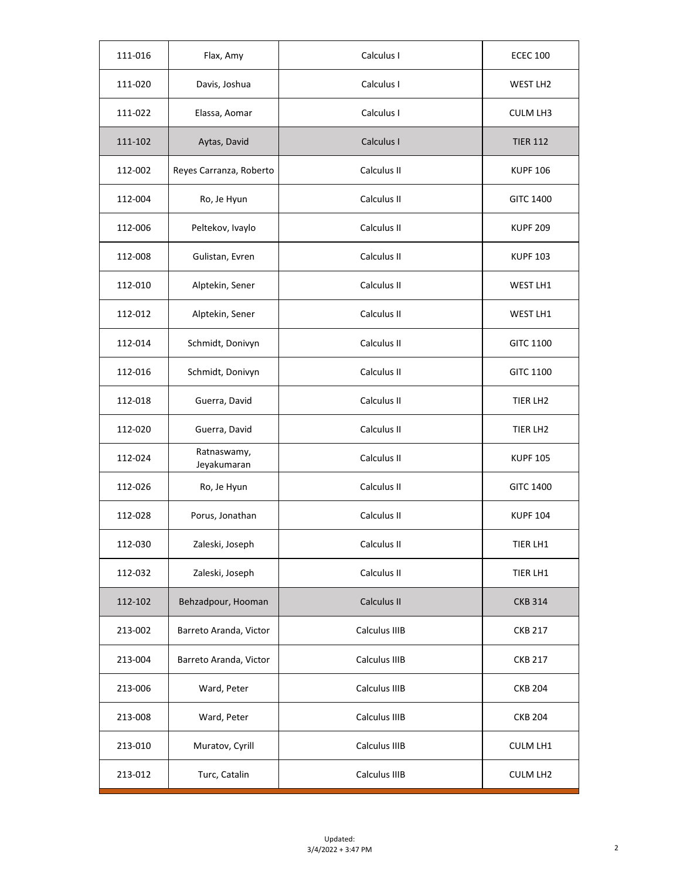| | | | |
|---|---|---|---|
| 111-016 | Flax, Amy | Calculus I | ECEC 100 |
| 111-020 | Davis, Joshua | Calculus I | WEST LH2 |
| 111-022 | Elassa, Aomar | Calculus I | CULM LH3 |
| 111-102 | Aytas, David | Calculus I | TIER 112 |
| 112-002 | Reyes Carranza, Roberto | Calculus II | KUPF 106 |
| 112-004 | Ro, Je Hyun | Calculus II | GITC 1400 |
| 112-006 | Peltekov, Ivaylo | Calculus II | KUPF 209 |
| 112-008 | Gulistan, Evren | Calculus II | KUPF 103 |
| 112-010 | Alptekin, Sener | Calculus II | WEST LH1 |
| 112-012 | Alptekin, Sener | Calculus II | WEST LH1 |
| 112-014 | Schmidt, Donivyn | Calculus II | GITC 1100 |
| 112-016 | Schmidt, Donivyn | Calculus II | GITC 1100 |
| 112-018 | Guerra, David | Calculus II | TIER LH2 |
| 112-020 | Guerra, David | Calculus II | TIER LH2 |
| 112-024 | Ratnaswamy, Jeyakumaran | Calculus II | KUPF 105 |
| 112-026 | Ro, Je Hyun | Calculus II | GITC 1400 |
| 112-028 | Porus, Jonathan | Calculus II | KUPF 104 |
| 112-030 | Zaleski, Joseph | Calculus II | TIER LH1 |
| 112-032 | Zaleski, Joseph | Calculus II | TIER LH1 |
| 112-102 | Behzadpour, Hooman | Calculus II | CKB 314 |
| 213-002 | Barreto Aranda, Victor | Calculus IIIB | CKB 217 |
| 213-004 | Barreto Aranda, Victor | Calculus IIIB | CKB 217 |
| 213-006 | Ward, Peter | Calculus IIIB | CKB 204 |
| 213-008 | Ward, Peter | Calculus IIIB | CKB 204 |
| 213-010 | Muratov, Cyrill | Calculus IIIB | CULM LH1 |
| 213-012 | Turc, Catalin | Calculus IIIB | CULM LH2 |

Updated:
3/4/2022 + 3:47 PM